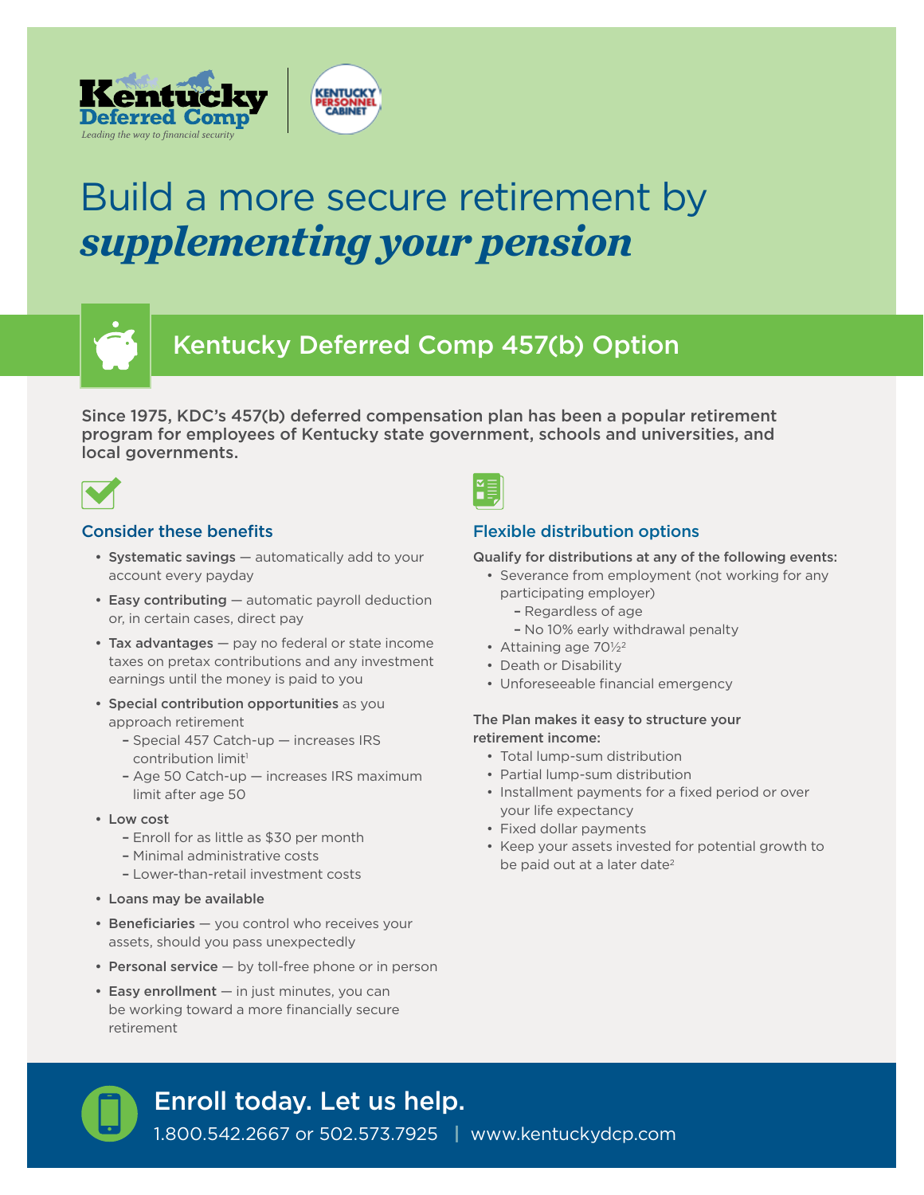Kentucky Deferred Comp
*Leading the way to financial security*

KENTUCKY PERSONNEL CABINET

# Build a more secure retirement by *supplementing your pension*

## Kentucky Deferred Comp 457(b) Option

**Since 1975, KDC's 457(b) deferred compensation plan has been a popular retirement program for employees of Kentucky state government, schools and universities, and local governments.**

### Consider these benefits

- **Systematic savings** — automatically add to your account every payday
- **Easy contributing** — automatic payroll deduction or, in certain cases, direct pay
- **Tax advantages** — pay no federal or state income taxes on pretax contributions and any investment earnings until the money is paid to you
- **Special contribution opportunities** as you approach retirement
  - Special 457 Catch-up — increases IRS contribution limit[1]
  - Age 50 Catch-up — increases IRS maximum limit after age 50
- **Low cost**
  - Enroll for as little as $30 per month
  - Minimal administrative costs
  - Lower-than-retail investment costs
- **Loans may be available**
- **Beneficiaries** — you control who receives your assets, should you pass unexpectedly
- **Personal service** — by toll-free phone or in person
- **Easy enrollment** — in just minutes, you can be working toward a more financially secure retirement

### Flexible distribution options

**Qualify for distributions at any of the following events:**

- Severance from employment (not working for any participating employer)
  - Regardless of age
  - No 10% early withdrawal penalty
- Attaining age 70½[2]
- Death or Disability
- Unforeseeable financial emergency

**The Plan makes it easy to structure your retirement income:**

- Total lump-sum distribution
- Partial lump-sum distribution
- Installment payments for a fixed period or over your life expectancy
- Fixed dollar payments
- Keep your assets invested for potential growth to be paid out at a later date[2]

## Enroll today. Let us help.

1.800.542.2667 or 502.573.7925 | www.kentuckydcp.com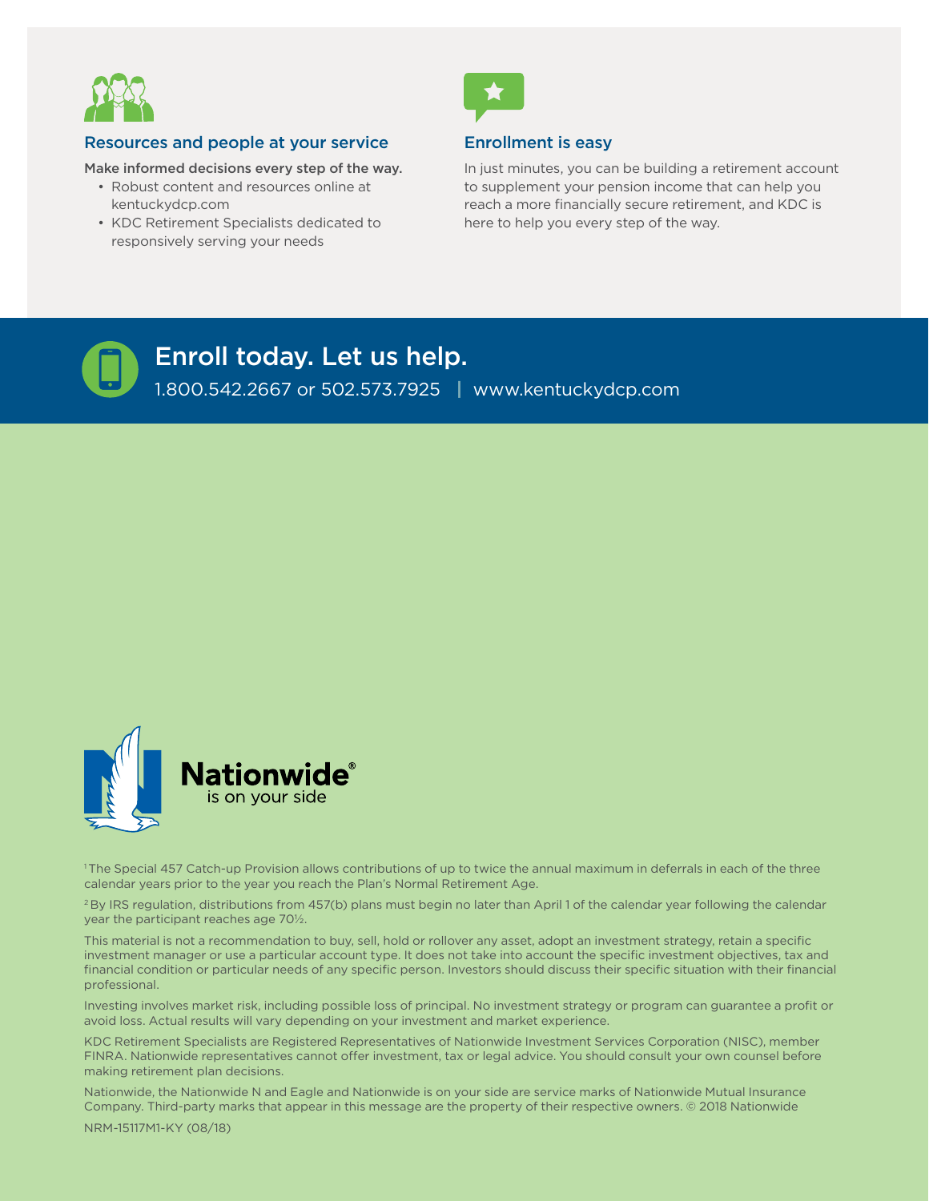### Resources and people at your service

**Make informed decisions every step of the way.**

- Robust content and resources online at kentuckydcp.com
- KDC Retirement Specialists dedicated to responsively serving your needs

### Enrollment is easy

In just minutes, you can be building a retirement account to supplement your pension income that can help you reach a more financially secure retirement, and KDC is here to help you every step of the way.

## Enroll today. Let us help.

1.800.542.2667 or 502.573.7925 | www.kentuckydcp.com

Nationwide® is on your side

[1] The Special 457 Catch-up Provision allows contributions of up to twice the annual maximum in deferrals in each of the three calendar years prior to the year you reach the Plan's Normal Retirement Age.

[2] By IRS regulation, distributions from 457(b) plans must begin no later than April 1 of the calendar year following the calendar year the participant reaches age 70½.

This material is not a recommendation to buy, sell, hold or rollover any asset, adopt an investment strategy, retain a specific investment manager or use a particular account type. It does not take into account the specific investment objectives, tax and financial condition or particular needs of any specific person. Investors should discuss their specific situation with their financial professional.

Investing involves market risk, including possible loss of principal. No investment strategy or program can guarantee a profit or avoid loss. Actual results will vary depending on your investment and market experience.

KDC Retirement Specialists are Registered Representatives of Nationwide Investment Services Corporation (NISC), member FINRA. Nationwide representatives cannot offer investment, tax or legal advice. You should consult your own counsel before making retirement plan decisions.

Nationwide, the Nationwide N and Eagle and Nationwide is on your side are service marks of Nationwide Mutual Insurance Company. Third-party marks that appear in this message are the property of their respective owners. © 2018 Nationwide

NRM-15117M1-KY (08/18)